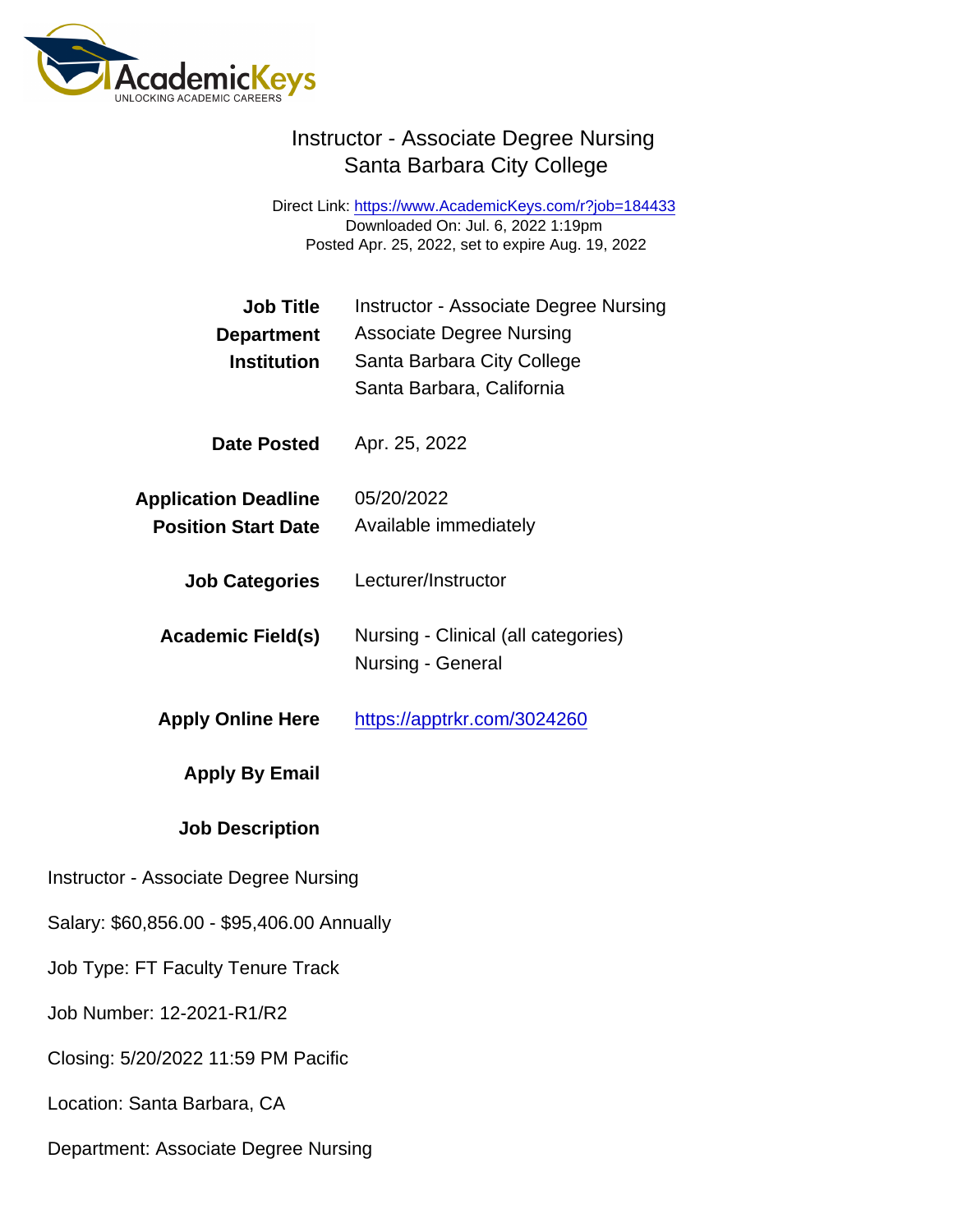# Instructor - Associate Degree Nursing
## Santa Barbara City College

Direct Link: https://www.AcademicKeys.com/r?job=184433
Downloaded On: Jul. 6, 2022 1:19pm
Posted Apr. 25, 2022, set to expire Aug. 19, 2022

| | |
|---|---|
| **Job Title** | Instructor - Associate Degree Nursing |
| **Department** | Associate Degree Nursing |
| **Institution** | Santa Barbara City College<br>Santa Barbara, California |
| **Date Posted** | Apr. 25, 2022 |
| **Application Deadline** | 05/20/2022 |
| **Position Start Date** | Available immediately |
| **Job Categories** | Lecturer/Instructor |
| **Academic Field(s)** | Nursing - Clinical (all categories)<br>Nursing - General |
| **Apply Online Here** | https://apptrkr.com/3024260 |
| **Apply By Email** | |

**Job Description**

Instructor - Associate Degree Nursing

Salary: $60,856.00 - $95,406.00 Annually

Job Type: FT Faculty Tenure Track

Job Number: 12-2021-R1/R2

Closing: 5/20/2022 11:59 PM Pacific

Location: Santa Barbara, CA

Department: Associate Degree Nursing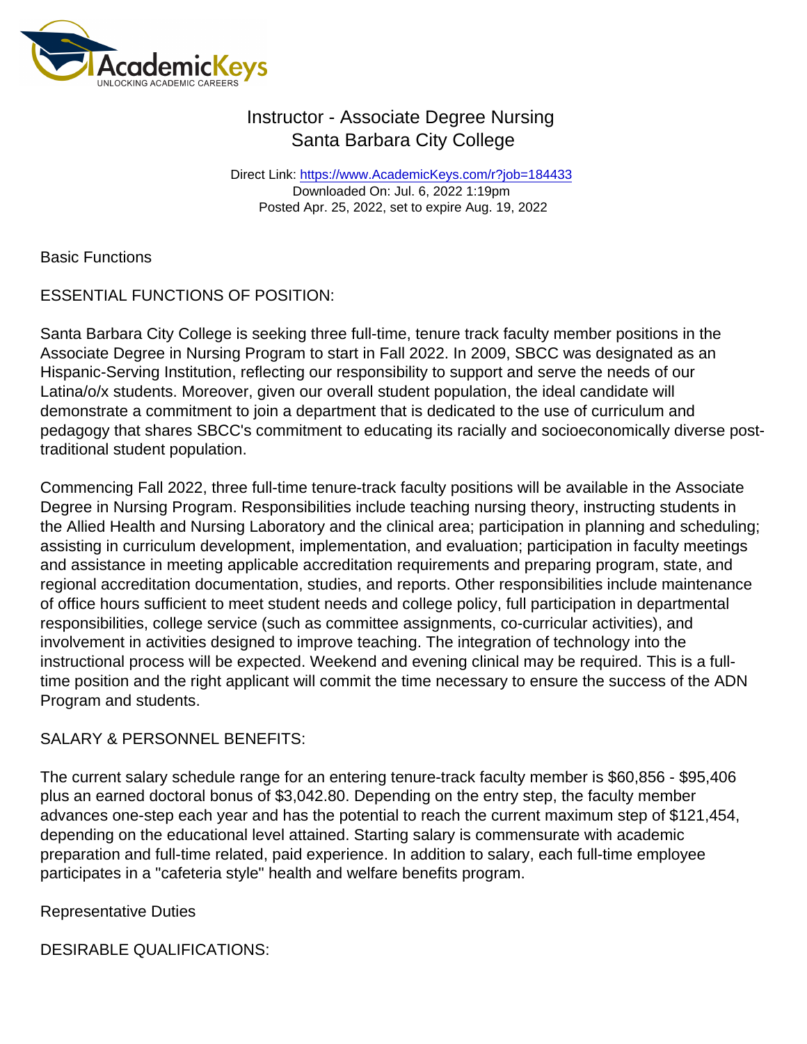# Instructor - Associate Degree Nursing
## Santa Barbara City College

Direct Link: https://www.AcademicKeys.com/r?job=184433
Downloaded On: Jul. 6, 2022 1:19pm
Posted Apr. 25, 2022, set to expire Aug. 19, 2022

Basic Functions

ESSENTIAL FUNCTIONS OF POSITION:

Santa Barbara City College is seeking three full-time, tenure track faculty member positions in the Associate Degree in Nursing Program to start in Fall 2022. In 2009, SBCC was designated as an Hispanic-Serving Institution, reflecting our responsibility to support and serve the needs of our Latina/o/x students. Moreover, given our overall student population, the ideal candidate will demonstrate a commitment to join a department that is dedicated to the use of curriculum and pedagogy that shares SBCC's commitment to educating its racially and socioeconomically diverse post-traditional student population.

Commencing Fall 2022, three full-time tenure-track faculty positions will be available in the Associate Degree in Nursing Program. Responsibilities include teaching nursing theory, instructing students in the Allied Health and Nursing Laboratory and the clinical area; participation in planning and scheduling; assisting in curriculum development, implementation, and evaluation; participation in faculty meetings and assistance in meeting applicable accreditation requirements and preparing program, state, and regional accreditation documentation, studies, and reports. Other responsibilities include maintenance of office hours sufficient to meet student needs and college policy, full participation in departmental responsibilities, college service (such as committee assignments, co-curricular activities), and involvement in activities designed to improve teaching. The integration of technology into the instructional process will be expected. Weekend and evening clinical may be required. This is a full-time position and the right applicant will commit the time necessary to ensure the success of the ADN Program and students.

SALARY & PERSONNEL BENEFITS:

The current salary schedule range for an entering tenure-track faculty member is $60,856 - $95,406 plus an earned doctoral bonus of $3,042.80. Depending on the entry step, the faculty member advances one-step each year and has the potential to reach the current maximum step of $121,454, depending on the educational level attained. Starting salary is commensurate with academic preparation and full-time related, paid experience. In addition to salary, each full-time employee participates in a "cafeteria style" health and welfare benefits program.

Representative Duties

DESIRABLE QUALIFICATIONS: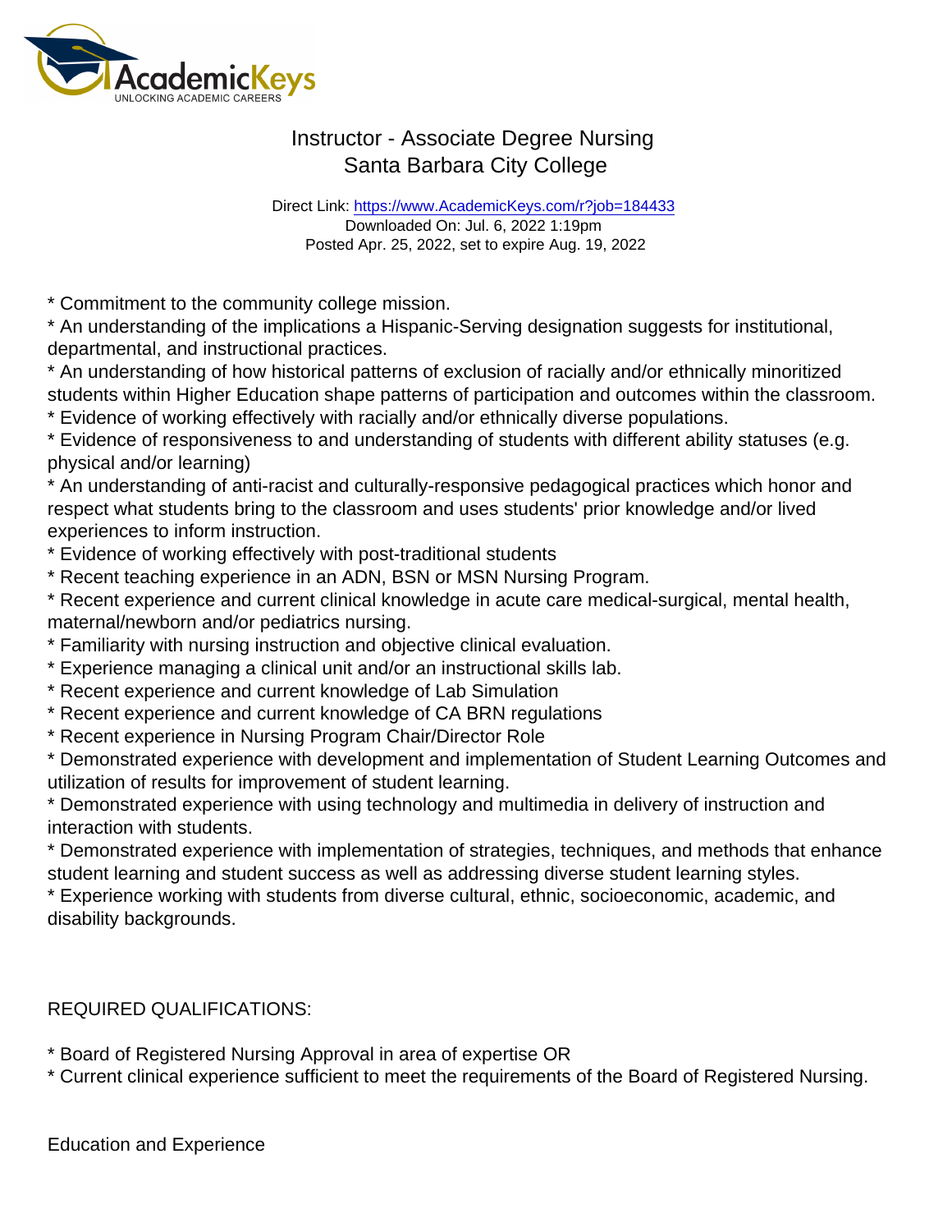* Commitment to the community college mission.
* An understanding of the implications a Hispanic-Serving designation suggests for institutional, departmental, and instructional practices.
* An understanding of how historical patterns of exclusion of racially and/or ethnically minoritized students within Higher Education shape patterns of participation and outcomes within the classroom.
* Evidence of working effectively with racially and/or ethnically diverse populations.
* Evidence of responsiveness to and understanding of students with different ability statuses (e.g. physical and/or learning)
* An understanding of anti-racist and culturally-responsive pedagogical practices which honor and respect what students bring to the classroom and uses students' prior knowledge and/or lived experiences to inform instruction.
* Evidence of working effectively with post-traditional students
* Recent teaching experience in an ADN, BSN or MSN Nursing Program.
* Recent experience and current clinical knowledge in acute care medical-surgical, mental health, maternal/newborn and/or pediatrics nursing.
* Familiarity with nursing instruction and objective clinical evaluation.
* Experience managing a clinical unit and/or an instructional skills lab.
* Recent experience and current knowledge of Lab Simulation
* Recent experience and current knowledge of CA BRN regulations
* Recent experience in Nursing Program Chair/Director Role
* Demonstrated experience with development and implementation of Student Learning Outcomes and utilization of results for improvement of student learning.
* Demonstrated experience with using technology and multimedia in delivery of instruction and interaction with students.
* Demonstrated experience with implementation of strategies, techniques, and methods that enhance student learning and student success as well as addressing diverse student learning styles.
* Experience working with students from diverse cultural, ethnic, socioeconomic, academic, and disability backgrounds.

REQUIRED QUALIFICATIONS:

* Board of Registered Nursing Approval in area of expertise OR
* Current clinical experience sufficient to meet the requirements of the Board of Registered Nursing.

Education and Experience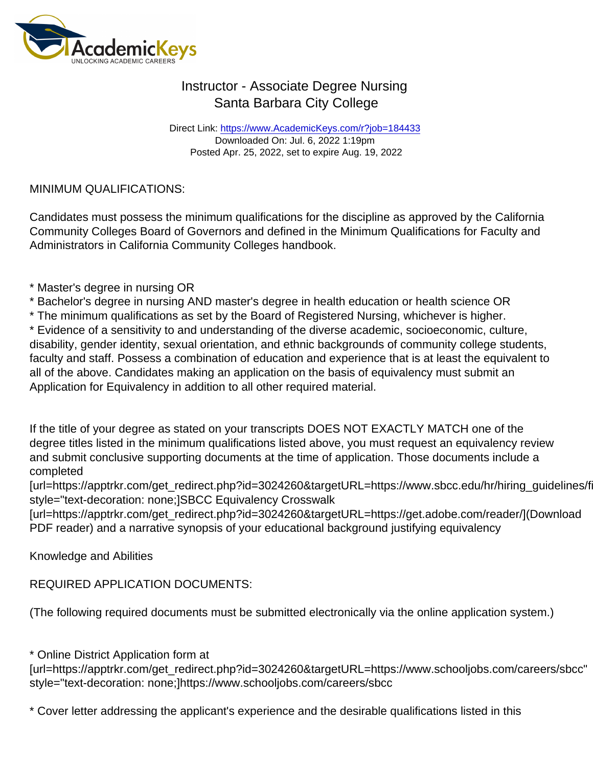Instructor - Associate Degree Nursing
Santa Barbara City College

Direct Link: https://www.AcademicKeys.com/r?job=184433
Downloaded On: Jul. 6, 2022 1:19pm
Posted Apr. 25, 2022, set to expire Aug. 19, 2022

MINIMUM QUALIFICATIONS:

Candidates must possess the minimum qualifications for the discipline as approved by the California Community Colleges Board of Governors and defined in the Minimum Qualifications for Faculty and Administrators in California Community Colleges handbook.

* Master's degree in nursing OR
* Bachelor's degree in nursing AND master's degree in health education or health science OR
* The minimum qualifications as set by the Board of Registered Nursing, whichever is higher.
* Evidence of a sensitivity to and understanding of the diverse academic, socioeconomic, culture, disability, gender identity, sexual orientation, and ethnic backgrounds of community college students, faculty and staff. Possess a combination of education and experience that is at least the equivalent to all of the above. Candidates making an application on the basis of equivalency must submit an Application for Equivalency in addition to all other required material.

If the title of your degree as stated on your transcripts DOES NOT EXACTLY MATCH one of the degree titles listed in the minimum qualifications listed above, you must request an equivalency review and submit conclusive supporting documents at the time of application. Those documents include a completed
[url=https://apptrkr.com/get_redirect.php?id=3024260&targetURL=https://www.sbcc.edu/hr/hiring_guidelines/fi style="text-decoration: none;]SBCC Equivalency Crosswalk
[url=https://apptrkr.com/get_redirect.php?id=3024260&targetURL=https://get.adobe.com/reader/](Download PDF reader) and a narrative synopsis of your educational background justifying equivalency

Knowledge and Abilities

REQUIRED APPLICATION DOCUMENTS:

(The following required documents must be submitted electronically via the online application system.)

* Online District Application form at
[url=https://apptrkr.com/get_redirect.php?id=3024260&targetURL=https://www.schooljobs.com/careers/sbcc" style="text-decoration: none;]https://www.schooljobs.com/careers/sbcc

* Cover letter addressing the applicant's experience and the desirable qualifications listed in this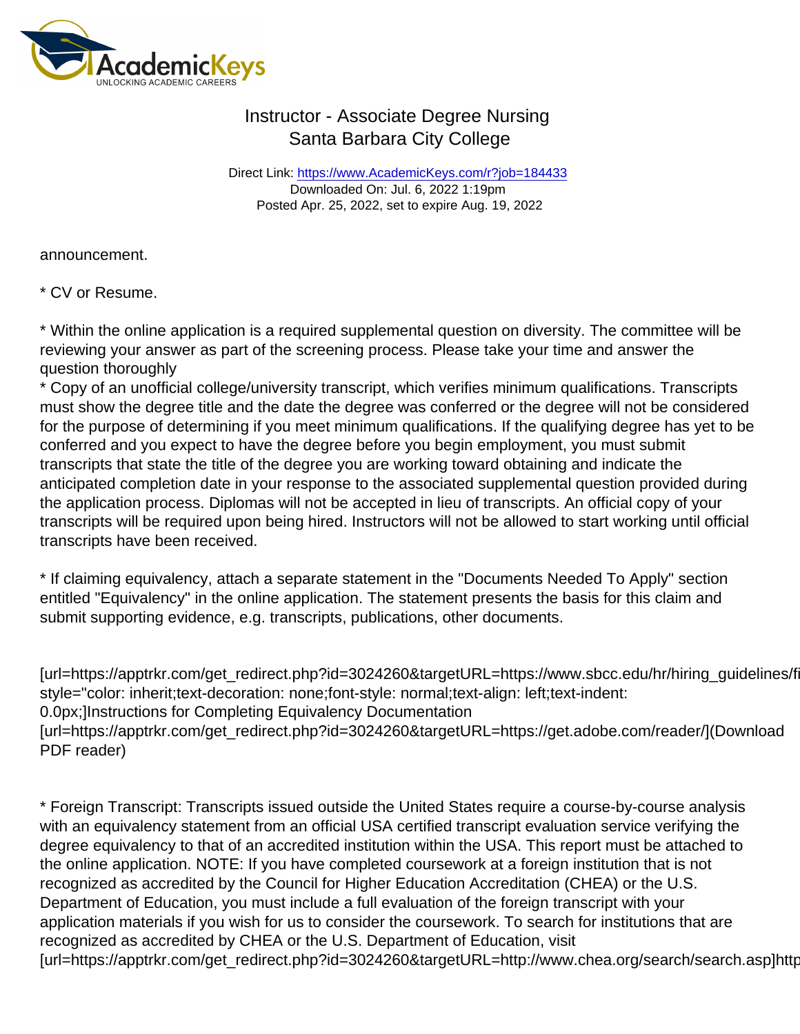announcement.

* CV or Resume.

* Within the online application is a required supplemental question on diversity. The committee will be reviewing your answer as part of the screening process. Please take your time and answer the question thoroughly
* Copy of an unofficial college/university transcript, which verifies minimum qualifications. Transcripts must show the degree title and the date the degree was conferred or the degree will not be considered for the purpose of determining if you meet minimum qualifications. If the qualifying degree has yet to be conferred and you expect to have the degree before you begin employment, you must submit transcripts that state the title of the degree you are working toward obtaining and indicate the anticipated completion date in your response to the associated supplemental question provided during the application process. Diplomas will not be accepted in lieu of transcripts. An official copy of your transcripts will be required upon being hired. Instructors will not be allowed to start working until official transcripts have been received.

* If claiming equivalency, attach a separate statement in the "Documents Needed To Apply" section entitled "Equivalency" in the online application. The statement presents the basis for this claim and submit supporting evidence, e.g. transcripts, publications, other documents.

[url=https://apptrkr.com/get_redirect.php?id=3024260&targetURL=https://www.sbcc.edu/hr/hiring_guidelines/fi
style="color: inherit;text-decoration: none;font-style: normal;text-align: left;text-indent: 0.0px;]Instructions for Completing Equivalency Documentation
[url=https://apptrkr.com/get_redirect.php?id=3024260&targetURL=https://get.adobe.com/reader/](Download PDF reader)

* Foreign Transcript: Transcripts issued outside the United States require a course-by-course analysis with an equivalency statement from an official USA certified transcript evaluation service verifying the degree equivalency to that of an accredited institution within the USA. This report must be attached to the online application. NOTE: If you have completed coursework at a foreign institution that is not recognized as accredited by the Council for Higher Education Accreditation (CHEA) or the U.S. Department of Education, you must include a full evaluation of the foreign transcript with your application materials if you wish for us to consider the coursework. To search for institutions that are recognized as accredited by CHEA or the U.S. Department of Education, visit
[url=https://apptrkr.com/get_redirect.php?id=3024260&targetURL=http://www.chea.org/search/search.asp]http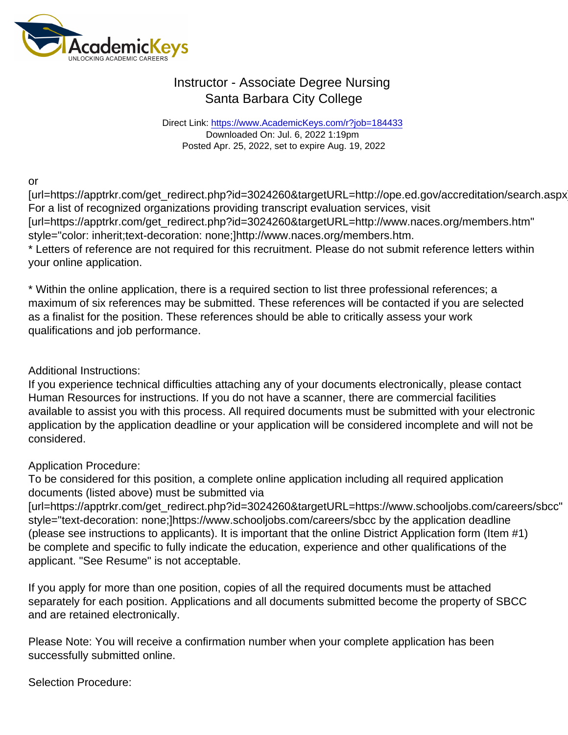# Instructor - Associate Degree Nursing
## Santa Barbara City College

Direct Link: https://www.AcademicKeys.com/r?job=184433
Downloaded On: Jul. 6, 2022 1:19pm
Posted Apr. 25, 2022, set to expire Aug. 19, 2022

or
[url=https://apptrkr.com/get_redirect.php?id=3024260&targetURL=http://ope.ed.gov/accreditation/search.aspx
For a list of recognized organizations providing transcript evaluation services, visit
[url=https://apptrkr.com/get_redirect.php?id=3024260&targetURL=http://www.naces.org/members.htm" style="color: inherit;text-decoration: none;]http://www.naces.org/members.htm.
* Letters of reference are not required for this recruitment. Please do not submit reference letters within your online application.

* Within the online application, there is a required section to list three professional references; a maximum of six references may be submitted. These references will be contacted if you are selected as a finalist for the position. These references should be able to critically assess your work qualifications and job performance.

Additional Instructions:
If you experience technical difficulties attaching any of your documents electronically, please contact Human Resources for instructions. If you do not have a scanner, there are commercial facilities available to assist you with this process. All required documents must be submitted with your electronic application by the application deadline or your application will be considered incomplete and will not be considered.

Application Procedure:
To be considered for this position, a complete online application including all required application documents (listed above) must be submitted via
[url=https://apptrkr.com/get_redirect.php?id=3024260&targetURL=https://www.schooljobs.com/careers/sbcc" style="text-decoration: none;]https://www.schooljobs.com/careers/sbcc by the application deadline (please see instructions to applicants). It is important that the online District Application form (Item #1) be complete and specific to fully indicate the education, experience and other qualifications of the applicant. "See Resume" is not acceptable.

If you apply for more than one position, copies of all the required documents must be attached separately for each position. Applications and all documents submitted become the property of SBCC and are retained electronically.

Please Note: You will receive a confirmation number when your complete application has been successfully submitted online.

Selection Procedure: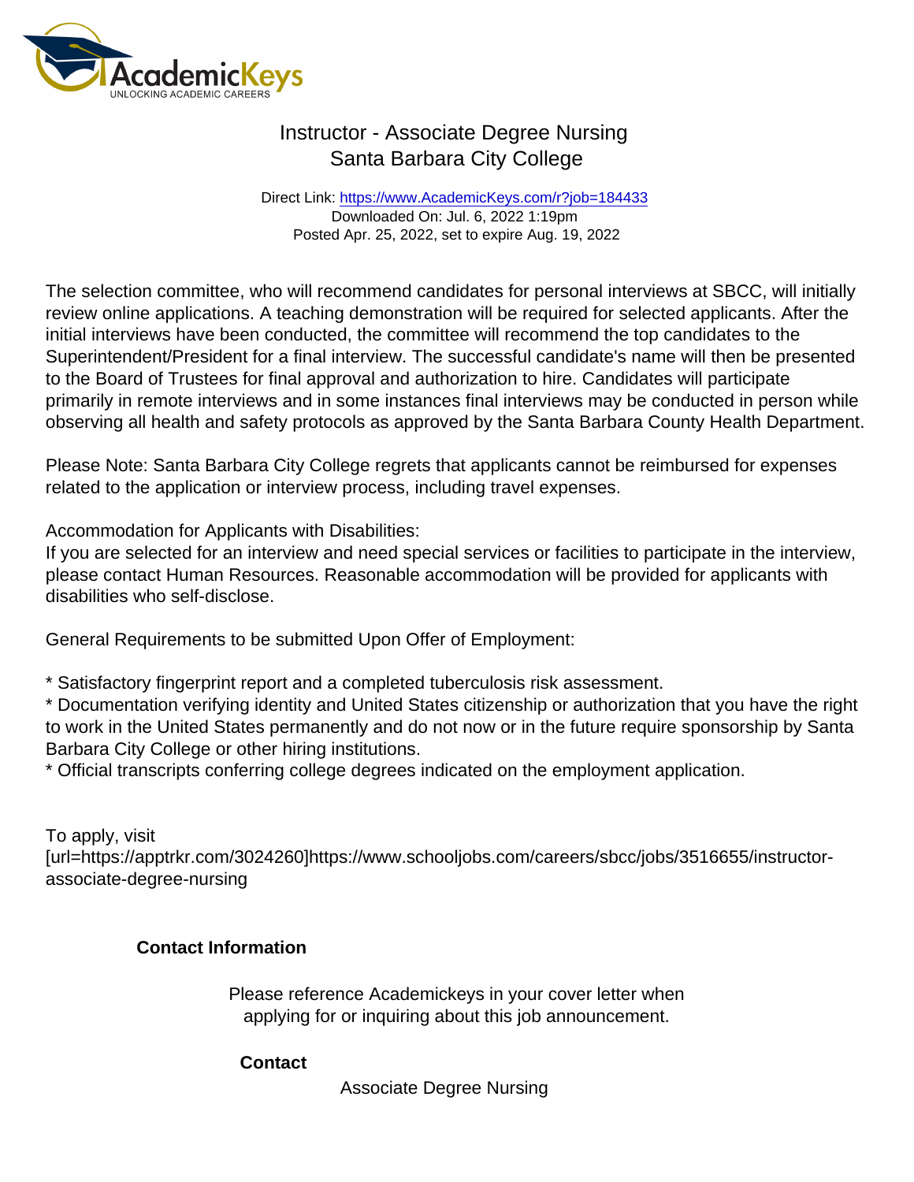The selection committee, who will recommend candidates for personal interviews at SBCC, will initially review online applications. A teaching demonstration will be required for selected applicants. After the initial interviews have been conducted, the committee will recommend the top candidates to the Superintendent/President for a final interview. The successful candidate's name will then be presented to the Board of Trustees for final approval and authorization to hire. Candidates will participate primarily in remote interviews and in some instances final interviews may be conducted in person while observing all health and safety protocols as approved by the Santa Barbara County Health Department.

Please Note: Santa Barbara City College regrets that applicants cannot be reimbursed for expenses related to the application or interview process, including travel expenses.

Accommodation for Applicants with Disabilities:
If you are selected for an interview and need special services or facilities to participate in the interview, please contact Human Resources. Reasonable accommodation will be provided for applicants with disabilities who self-disclose.

General Requirements to be submitted Upon Offer of Employment:

* Satisfactory fingerprint report and a completed tuberculosis risk assessment.
* Documentation verifying identity and United States citizenship or authorization that you have the right to work in the United States permanently and do not now or in the future require sponsorship by Santa Barbara City College or other hiring institutions.
* Official transcripts conferring college degrees indicated on the employment application.

To apply, visit
[url=https://apptrkr.com/3024260]https://www.schooljobs.com/careers/sbcc/jobs/3516655/instructor-associate-degree-nursing

**Contact Information**

Please reference Academickeys in your cover letter when applying for or inquiring about this job announcement.

**Contact**

Associate Degree Nursing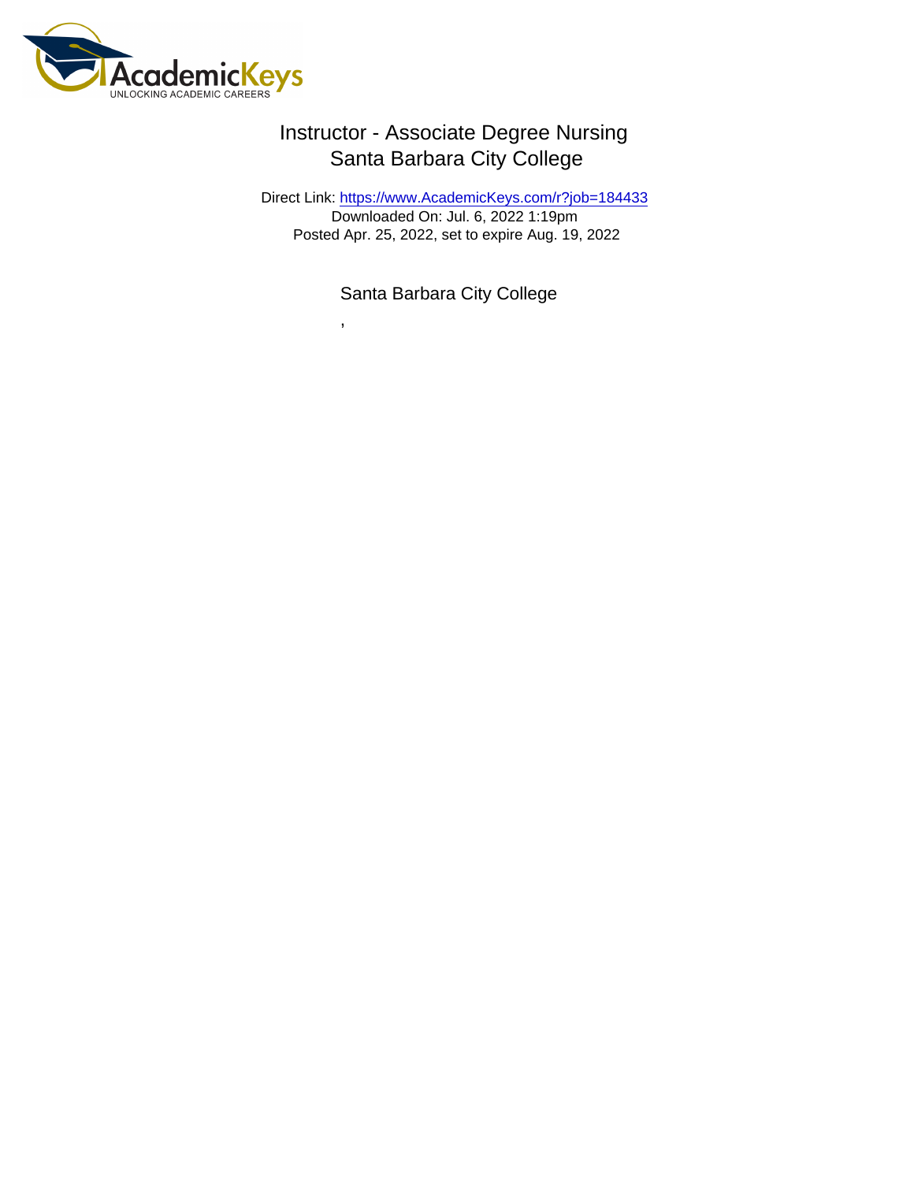# Instructor - Associate Degree Nursing
## Santa Barbara City College

Direct Link: https://www.AcademicKeys.com/r?job=184433
Downloaded On: Jul. 6, 2022 1:19pm
Posted Apr. 25, 2022, set to expire Aug. 19, 2022

Santa Barbara City College

,